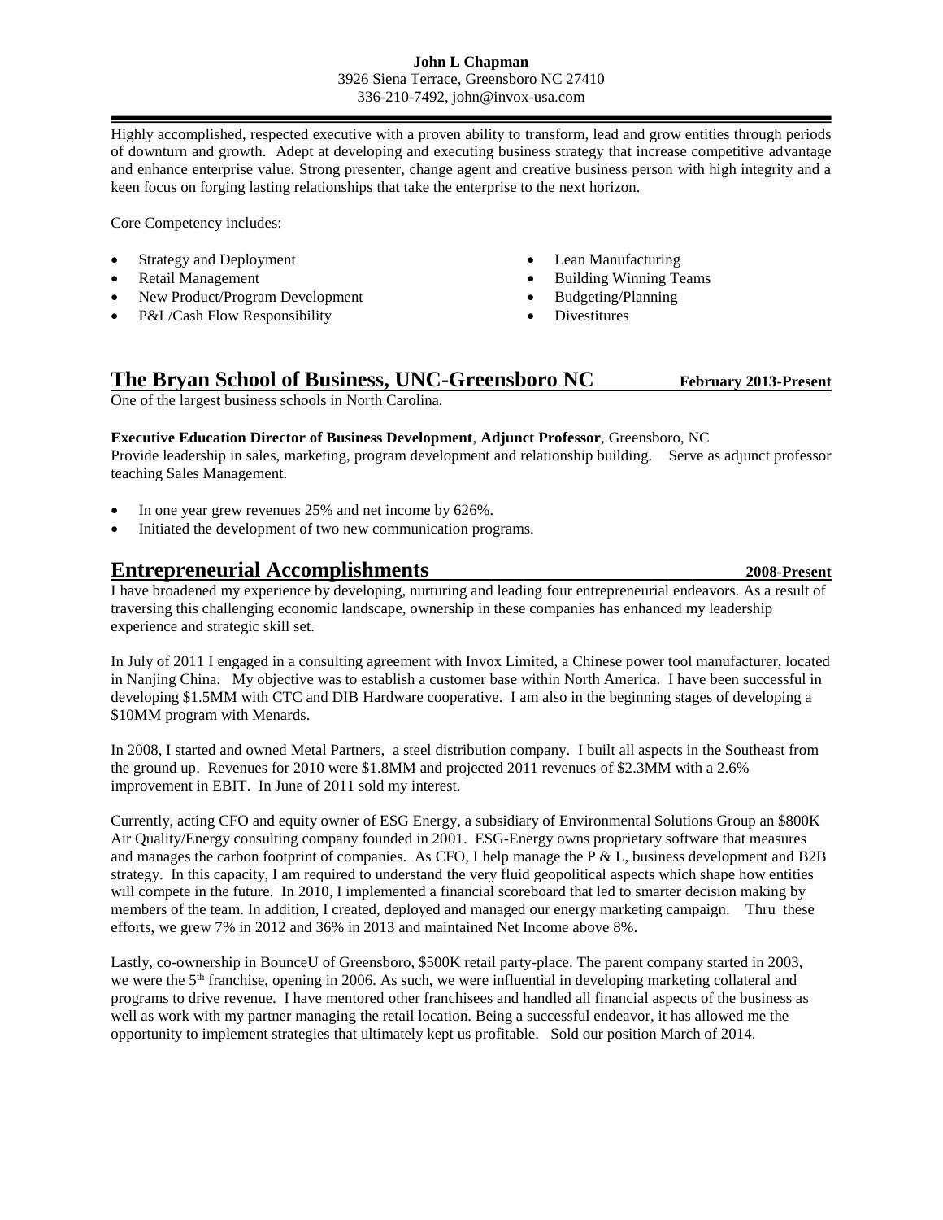**John L Chapman**
3926 Siena Terrace, Greensboro NC 27410
336-210-7492, john@invox-usa.com

---

Highly accomplished, respected executive with a proven ability to transform, lead and grow entities through periods of downturn and growth. Adept at developing and executing business strategy that increase competitive advantage and enhance enterprise value. Strong presenter, change agent and creative business person with high integrity and a keen focus on forging lasting relationships that take the enterprise to the next horizon.

Core Competency includes:

- Strategy and Deployment
- Retail Management
- New Product/Program Development
- P&L/Cash Flow Responsibility
- Lean Manufacturing
- Building Winning Teams
- Budgeting/Planning
- Divestitures

## The Bryan School of Business, UNC-Greensboro NC — February 2013-Present

One of the largest business schools in North Carolina.

**Executive Education Director of Business Development**, **Adjunct Professor**, Greensboro, NC
Provide leadership in sales, marketing, program development and relationship building. Serve as adjunct professor teaching Sales Management.

- In one year grew revenues 25% and net income by 626%.
- Initiated the development of two new communication programs.

## Entrepreneurial Accomplishments — 2008-Present

I have broadened my experience by developing, nurturing and leading four entrepreneurial endeavors. As a result of traversing this challenging economic landscape, ownership in these companies has enhanced my leadership experience and strategic skill set.

In July of 2011 I engaged in a consulting agreement with Invox Limited, a Chinese power tool manufacturer, located in Nanjing China. My objective was to establish a customer base within North America. I have been successful in developing $1.5MM with CTC and DIB Hardware cooperative. I am also in the beginning stages of developing a $10MM program with Menards.

In 2008, I started and owned Metal Partners, a steel distribution company. I built all aspects in the Southeast from the ground up. Revenues for 2010 were $1.8MM and projected 2011 revenues of $2.3MM with a 2.6% improvement in EBIT. In June of 2011 sold my interest.

Currently, acting CFO and equity owner of ESG Energy, a subsidiary of Environmental Solutions Group an $800K Air Quality/Energy consulting company founded in 2001. ESG-Energy owns proprietary software that measures and manages the carbon footprint of companies. As CFO, I help manage the P & L, business development and B2B strategy. In this capacity, I am required to understand the very fluid geopolitical aspects which shape how entities will compete in the future. In 2010, I implemented a financial scoreboard that led to smarter decision making by members of the team. In addition, I created, deployed and managed our energy marketing campaign. Thru these efforts, we grew 7% in 2012 and 36% in 2013 and maintained Net Income above 8%.

Lastly, co-ownership in BounceU of Greensboro, $500K retail party-place. The parent company started in 2003, we were the 5th franchise, opening in 2006. As such, we were influential in developing marketing collateral and programs to drive revenue. I have mentored other franchisees and handled all financial aspects of the business as well as work with my partner managing the retail location. Being a successful endeavor, it has allowed me the opportunity to implement strategies that ultimately kept us profitable. Sold our position March of 2014.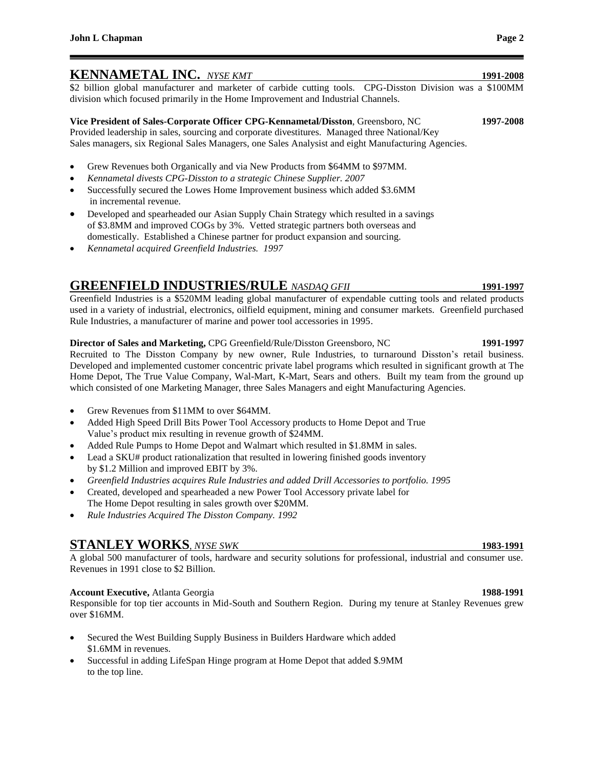## KENNAMETAL INC. *NYSE KMT* 1991-2008

$2 billion global manufacturer and marketer of carbide cutting tools. CPG-Disston Division was a $100MM division which focused primarily in the Home Improvement and Industrial Channels.

**Vice President of Sales-Corporate Officer CPG-Kennametal/Disston**, Greensboro, NC **1997-2008**
Provided leadership in sales, sourcing and corporate divestitures. Managed three National/Key Sales managers, six Regional Sales Managers, one Sales Analysist and eight Manufacturing Agencies.

- Grew Revenues both Organically and via New Products from $64MM to $97MM.
- *Kennametal divests CPG-Disston to a strategic Chinese Supplier. 2007*
- Successfully secured the Lowes Home Improvement business which added $3.6MM in incremental revenue.
- Developed and spearheaded our Asian Supply Chain Strategy which resulted in a savings of $3.8MM and improved COGs by 3%. Vetted strategic partners both overseas and domestically. Established a Chinese partner for product expansion and sourcing.
- *Kennametal acquired Greenfield Industries. 1997*

## GREENFIELD INDUSTRIES/RULE *NASDAQ GFII* 1991-1997

Greenfield Industries is a $520MM leading global manufacturer of expendable cutting tools and related products used in a variety of industrial, electronics, oilfield equipment, mining and consumer markets. Greenfield purchased Rule Industries, a manufacturer of marine and power tool accessories in 1995.

**Director of Sales and Marketing,** CPG Greenfield/Rule/Disston Greensboro, NC **1991-1997**
Recruited to The Disston Company by new owner, Rule Industries, to turnaround Disston's retail business. Developed and implemented customer concentric private label programs which resulted in significant growth at The Home Depot, The True Value Company, Wal-Mart, K-Mart, Sears and others. Built my team from the ground up which consisted of one Marketing Manager, three Sales Managers and eight Manufacturing Agencies.

- Grew Revenues from $11MM to over $64MM.
- Added High Speed Drill Bits Power Tool Accessory products to Home Depot and True Value's product mix resulting in revenue growth of $24MM.
- Added Rule Pumps to Home Depot and Walmart which resulted in $1.8MM in sales.
- Lead a SKU# product rationalization that resulted in lowering finished goods inventory by $1.2 Million and improved EBIT by 3%.
- *Greenfield Industries acquires Rule Industries and added Drill Accessories to portfolio. 1995*
- Created, developed and spearheaded a new Power Tool Accessory private label for The Home Depot resulting in sales growth over $20MM.
- *Rule Industries Acquired The Disston Company. 1992*

## STANLEY WORKS, *NYSE SWK* 1983-1991

A global 500 manufacturer of tools, hardware and security solutions for professional, industrial and consumer use. Revenues in 1991 close to $2 Billion.

**Account Executive,** Atlanta Georgia **1988-1991**
Responsible for top tier accounts in Mid-South and Southern Region. During my tenure at Stanley Revenues grew over $16MM.

- Secured the West Building Supply Business in Builders Hardware which added $1.6MM in revenues.
- Successful in adding LifeSpan Hinge program at Home Depot that added $.9MM to the top line.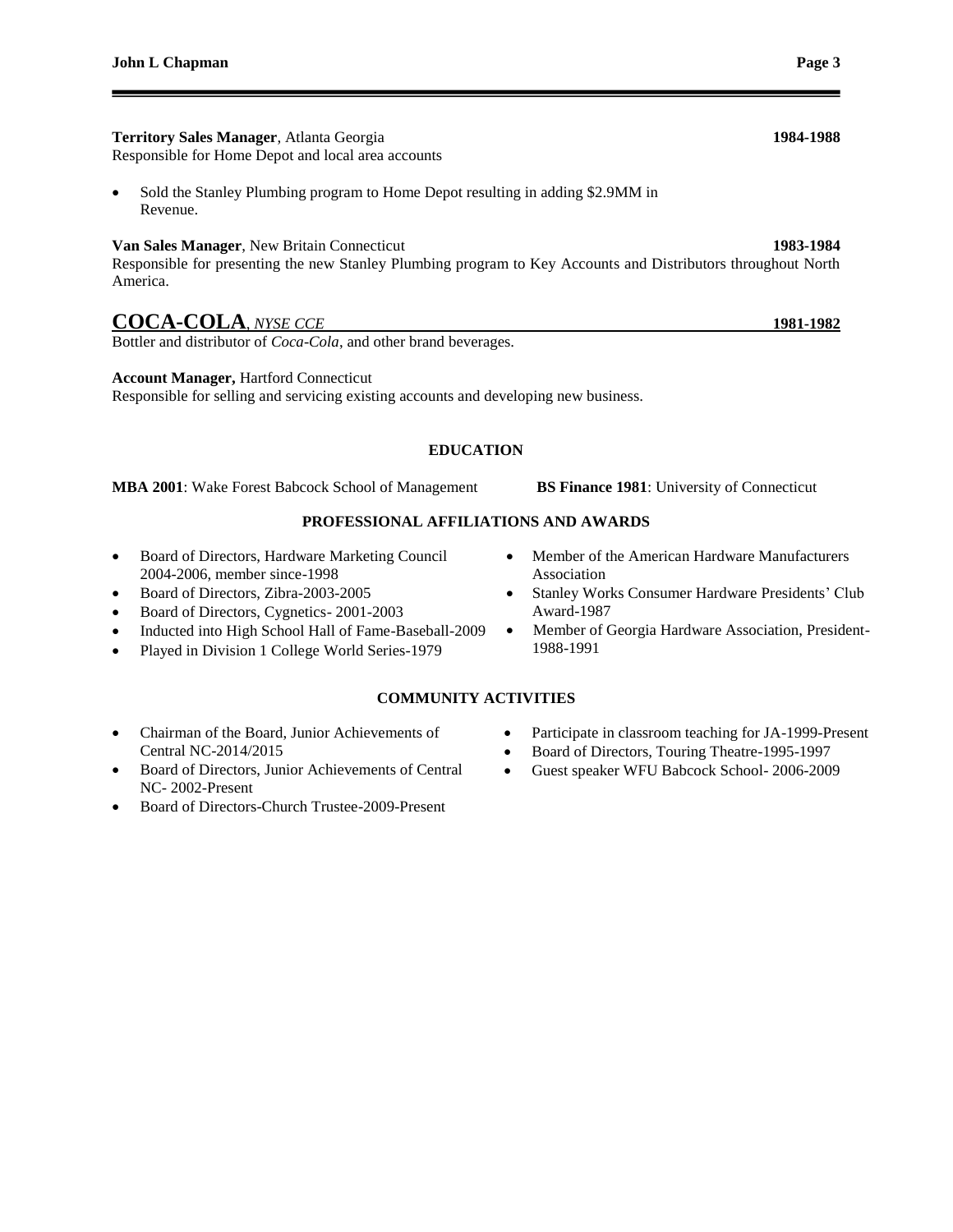**Territory Sales Manager**, Atlanta Georgia **1984-1988**
Responsible for Home Depot and local area accounts

- Sold the Stanley Plumbing program to Home Depot resulting in adding $2.9MM in Revenue.

**Van Sales Manager**, New Britain Connecticut **1983-1984**
Responsible for presenting the new Stanley Plumbing program to Key Accounts and Distributors throughout North America.

## COCA-COLA, *NYSE CCE* 1981-1982

Bottler and distributor of *Coca-Cola*, and other brand beverages.

**Account Manager,** Hartford Connecticut
Responsible for selling and servicing existing accounts and developing new business.

### EDUCATION

**MBA 2001**: Wake Forest Babcock School of Management

**BS Finance 1981**: University of Connecticut

### PROFESSIONAL AFFILIATIONS AND AWARDS

- Board of Directors, Hardware Marketing Council 2004-2006, member since-1998
- Board of Directors, Zibra-2003-2005
- Board of Directors, Cygnetics- 2001-2003
- Inducted into High School Hall of Fame-Baseball-2009
- Played in Division 1 College World Series-1979
- Member of the American Hardware Manufacturers Association
- Stanley Works Consumer Hardware Presidents' Club Award-1987
- Member of Georgia Hardware Association, President-1988-1991

### COMMUNITY ACTIVITIES

- Chairman of the Board, Junior Achievements of Central NC-2014/2015
- Board of Directors, Junior Achievements of Central NC- 2002-Present
- Board of Directors-Church Trustee-2009-Present
- Participate in classroom teaching for JA-1999-Present
- Board of Directors, Touring Theatre-1995-1997
- Guest speaker WFU Babcock School- 2006-2009